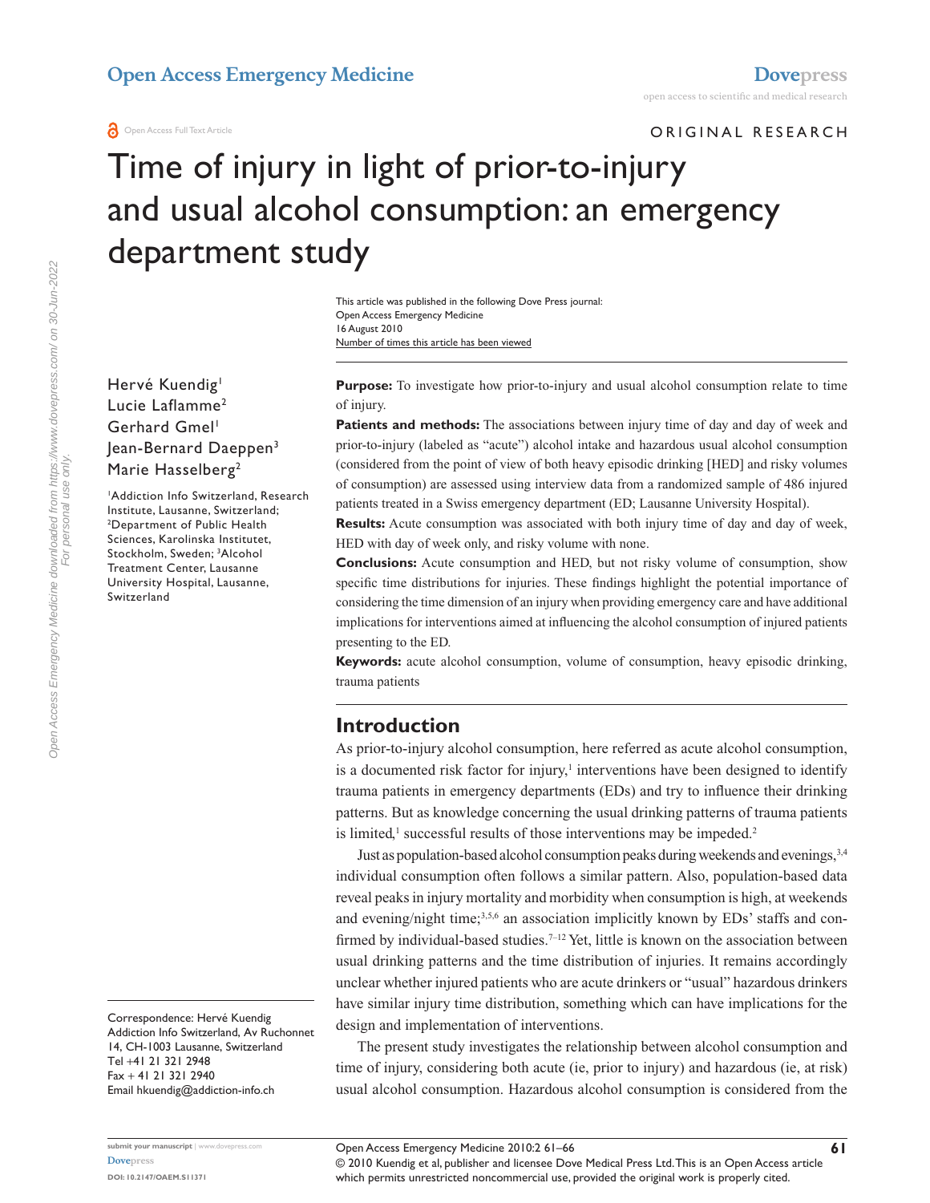Open Access Emergency Medicine

Original Research

# Time of injury in light of prior-to-injury and usual alcohol consumption: an emergency department study

This article was published in the following Dove Press journal:
Open Access Emergency Medicine
16 August 2010
Number of times this article has been viewed

Hervé Kuendig[1]
Lucie Laflamme[2]
Gerhard Gmel[1]
Jean-Bernard Daeppen[3]
Marie Hasselberg[2]

[1]Addiction Info Switzerland, Research Institute, Lausanne, Switzerland; [2]Department of Public Health Sciences, Karolinska Institutet, Stockholm, Sweden; [3]Alcohol Treatment Center, Lausanne University Hospital, Lausanne, Switzerland

Correspondence: Hervé Kuendig
Addiction Info Switzerland, Av Ruchonnet 14, CH-1003 Lausanne, Switzerland
Tel +41 21 321 2948
Fax + 41 21 321 2940
Email hkuendig@addiction-info.ch

**Purpose:** To investigate how prior-to-injury and usual alcohol consumption relate to time of injury.

**Patients and methods:** The associations between injury time of day and day of week and prior-to-injury (labeled as "acute") alcohol intake and hazardous usual alcohol consumption (considered from the point of view of both heavy episodic drinking [HED] and risky volumes of consumption) are assessed using interview data from a randomized sample of 486 injured patients treated in a Swiss emergency department (ED; Lausanne University Hospital).

**Results:** Acute consumption was associated with both injury time of day and day of week, HED with day of week only, and risky volume with none.

**Conclusions:** Acute consumption and HED, but not risky volume of consumption, show specific time distributions for injuries. These findings highlight the potential importance of considering the time dimension of an injury when providing emergency care and have additional implications for interventions aimed at influencing the alcohol consumption of injured patients presenting to the ED.

**Keywords:** acute alcohol consumption, volume of consumption, heavy episodic drinking, trauma patients

## Introduction

As prior-to-injury alcohol consumption, here referred as acute alcohol consumption, is a documented risk factor for injury,[1] interventions have been designed to identify trauma patients in emergency departments (EDs) and try to influence their drinking patterns. But as knowledge concerning the usual drinking patterns of trauma patients is limited,[1] successful results of those interventions may be impeded.[2]

Just as population-based alcohol consumption peaks during weekends and evenings,[3,4] individual consumption often follows a similar pattern. Also, population-based data reveal peaks in injury mortality and morbidity when consumption is high, at weekends and evening/night time;[3,5,6] an association implicitly known by EDs' staffs and confirmed by individual-based studies.[7–12] Yet, little is known on the association between usual drinking patterns and the time distribution of injuries. It remains accordingly unclear whether injured patients who are acute drinkers or "usual" hazardous drinkers have similar injury time distribution, something which can have implications for the design and implementation of interventions.

The present study investigates the relationship between alcohol consumption and time of injury, considering both acute (ie, prior to injury) and hazardous (ie, at risk) usual alcohol consumption. Hazardous alcohol consumption is considered from the

© 2010 Kuendig et al, publisher and licensee Dove Medical Press Ltd. This is an Open Access article which permits unrestricted noncommercial use, provided the original work is properly cited.

DOI: 10.2147/OAEM.S11371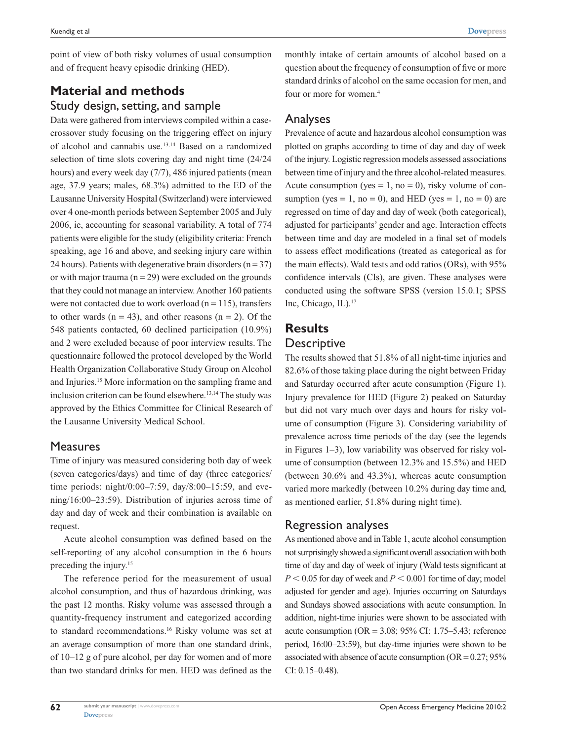point of view of both risky volumes of usual consumption and of frequent heavy episodic drinking (HED).

# Material and methods

## Study design, setting, and sample

Data were gathered from interviews compiled within a case-crossover study focusing on the triggering effect on injury of alcohol and cannabis use.[13,14] Based on a randomized selection of time slots covering day and night time (24/24 hours) and every week day (7/7), 486 injured patients (mean age, 37.9 years; males, 68.3%) admitted to the ED of the Lausanne University Hospital (Switzerland) were interviewed over 4 one-month periods between September 2005 and July 2006, ie, accounting for seasonal variability. A total of 774 patients were eligible for the study (eligibility criteria: French speaking, age 16 and above, and seeking injury care within 24 hours). Patients with degenerative brain disorders (n = 37) or with major trauma (n = 29) were excluded on the grounds that they could not manage an interview. Another 160 patients were not contacted due to work overload (n = 115), transfers to other wards (n = 43), and other reasons (n = 2). Of the 548 patients contacted, 60 declined participation (10.9%) and 2 were excluded because of poor interview results. The questionnaire followed the protocol developed by the World Health Organization Collaborative Study Group on Alcohol and Injuries.[15] More information on the sampling frame and inclusion criterion can be found elsewhere.[13,14] The study was approved by the Ethics Committee for Clinical Research of the Lausanne University Medical School.

## Measures

Time of injury was measured considering both day of week (seven categories/days) and time of day (three categories/time periods: night/0:00–7:59, day/8:00–15:59, and evening/16:00–23:59). Distribution of injuries across time of day and day of week and their combination is available on request.

Acute alcohol consumption was defined based on the self-reporting of any alcohol consumption in the 6 hours preceding the injury.[15]

The reference period for the measurement of usual alcohol consumption, and thus of hazardous drinking, was the past 12 months. Risky volume was assessed through a quantity-frequency instrument and categorized according to standard recommendations.[16] Risky volume was set at an average consumption of more than one standard drink, of 10–12 g of pure alcohol, per day for women and of more than two standard drinks for men. HED was defined as the monthly intake of certain amounts of alcohol based on a question about the frequency of consumption of five or more standard drinks of alcohol on the same occasion for men, and four or more for women.[4]

## Analyses

Prevalence of acute and hazardous alcohol consumption was plotted on graphs according to time of day and day of week of the injury. Logistic regression models assessed associations between time of injury and the three alcohol-related measures. Acute consumption (yes = 1, no = 0), risky volume of consumption (yes = 1, no = 0), and HED (yes = 1, no = 0) are regressed on time of day and day of week (both categorical), adjusted for participants' gender and age. Interaction effects between time and day are modeled in a final set of models to assess effect modifications (treated as categorical as for the main effects). Wald tests and odd ratios (ORs), with 95% confidence intervals (CIs), are given. These analyses were conducted using the software SPSS (version 15.0.1; SPSS Inc, Chicago, IL).[17]

# Results

## Descriptive

The results showed that 51.8% of all night-time injuries and 82.6% of those taking place during the night between Friday and Saturday occurred after acute consumption (Figure 1). Injury prevalence for HED (Figure 2) peaked on Saturday but did not vary much over days and hours for risky volume of consumption (Figure 3). Considering variability of prevalence across time periods of the day (see the legends in Figures 1–3), low variability was observed for risky volume of consumption (between 12.3% and 15.5%) and HED (between 30.6% and 43.3%), whereas acute consumption varied more markedly (between 10.2% during day time and, as mentioned earlier, 51.8% during night time).

## Regression analyses

As mentioned above and in Table 1, acute alcohol consumption not surprisingly showed a significant overall association with both time of day and day of week of injury (Wald tests significant at $P < 0.05$ for day of week and $P < 0.001$ for time of day; model adjusted for gender and age). Injuries occurring on Saturdays and Sundays showed associations with acute consumption. In addition, night-time injuries were shown to be associated with acute consumption (OR = 3.08; 95% CI: 1.75–5.43; reference period, 16:00–23:59), but day-time injuries were shown to be associated with absence of acute consumption (OR = 0.27; 95% CI: 0.15–0.48).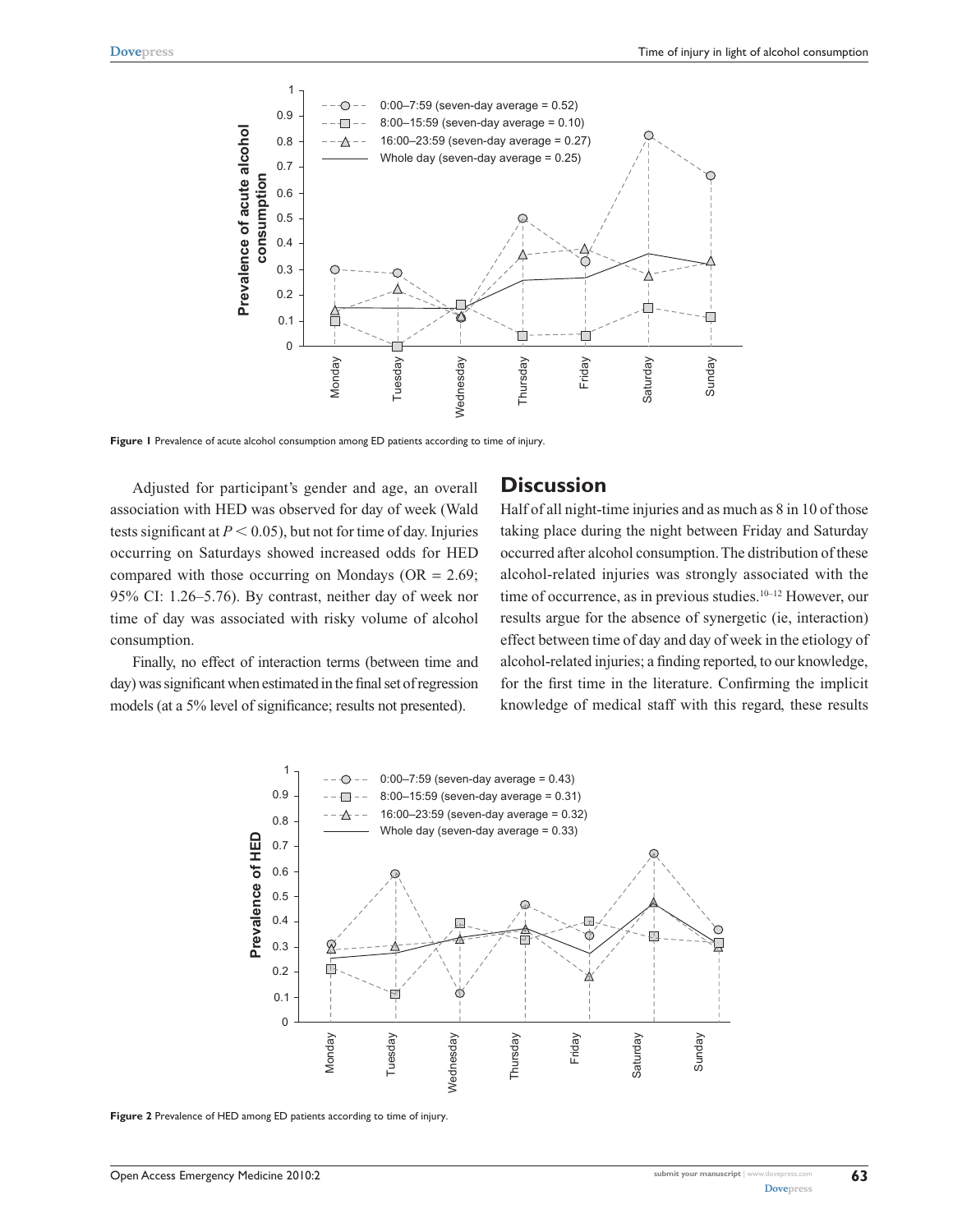Figure 1 Prevalence of acute alcohol consumption among ED patients according to time of injury.

Adjusted for participant's gender and age, an overall association with HED was observed for day of week (Wald tests significant at $P < 0.05$), but not for time of day. Injuries occurring on Saturdays showed increased odds for HED compared with those occurring on Mondays (OR = 2.69; 95% CI: 1.26–5.76). By contrast, neither day of week nor time of day was associated with risky volume of alcohol consumption.

Finally, no effect of interaction terms (between time and day) was significant when estimated in the final set of regression models (at a 5% level of significance; results not presented).

## Discussion

Half of all night-time injuries and as much as 8 in 10 of those taking place during the night between Friday and Saturday occurred after alcohol consumption. The distribution of these alcohol-related injuries was strongly associated with the time of occurrence, as in previous studies.[10–12] However, our results argue for the absence of synergetic (ie, interaction) effect between time of day and day of week in the etiology of alcohol-related injuries; a finding reported, to our knowledge, for the first time in the literature. Confirming the implicit knowledge of medical staff with this regard, these results

Figure 2 Prevalence of HED among ED patients according to time of injury.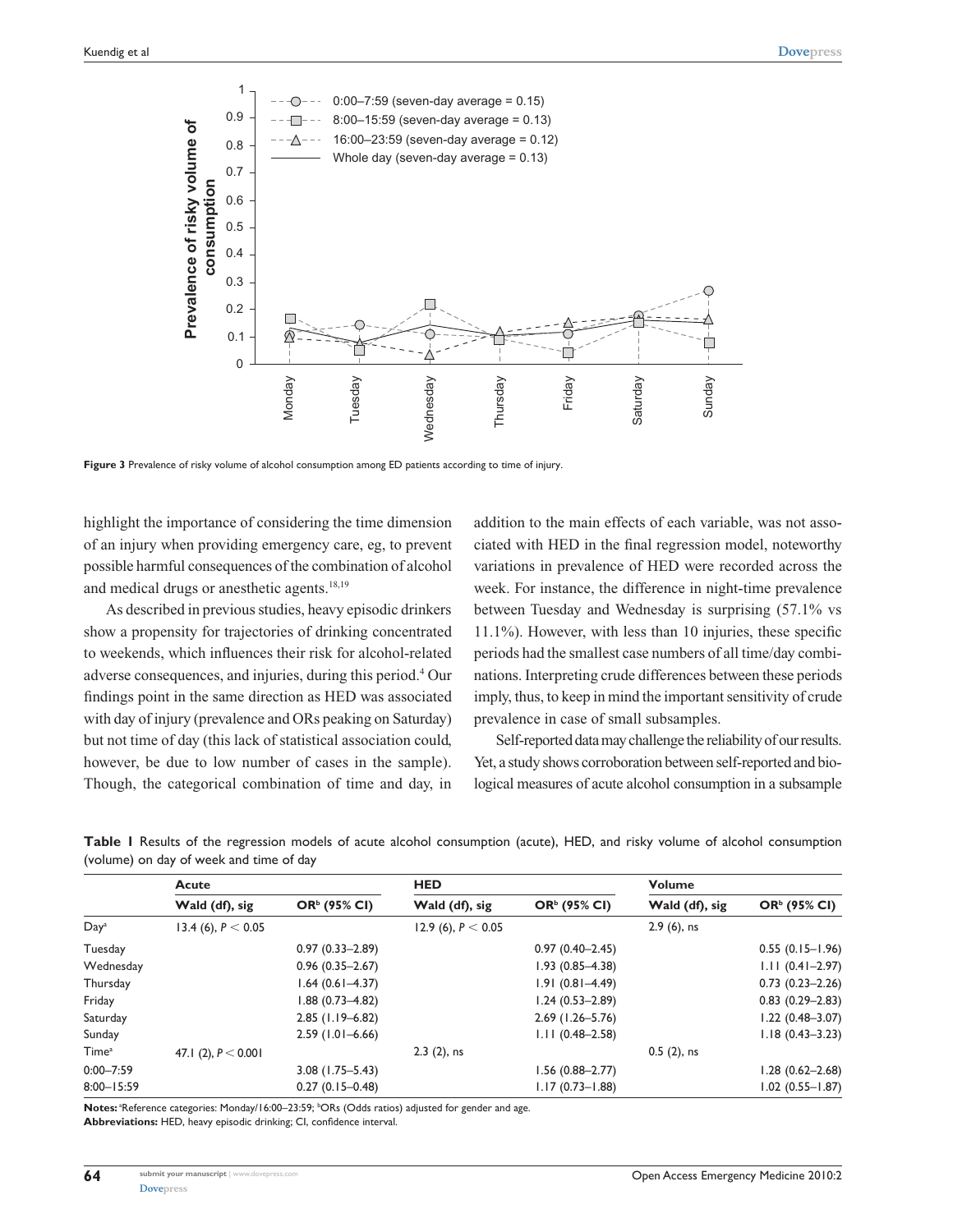**Figure 3** Prevalence of risky volume of alcohol consumption among ED patients according to time of injury.

highlight the importance of considering the time dimension of an injury when providing emergency care, eg, to prevent possible harmful consequences of the combination of alcohol and medical drugs or anesthetic agents.[18,19]

As described in previous studies, heavy episodic drinkers show a propensity for trajectories of drinking concentrated to weekends, which influences their risk for alcohol-related adverse consequences, and injuries, during this period.[4] Our findings point in the same direction as HED was associated with day of injury (prevalence and ORs peaking on Saturday) but not time of day (this lack of statistical association could, however, be due to low number of cases in the sample). Though, the categorical combination of time and day, in addition to the main effects of each variable, was not associated with HED in the final regression model, noteworthy variations in prevalence of HED were recorded across the week. For instance, the difference in night-time prevalence between Tuesday and Wednesday is surprising (57.1% vs 11.1%). However, with less than 10 injuries, these specific periods had the smallest case numbers of all time/day combinations. Interpreting crude differences between these periods imply, thus, to keep in mind the important sensitivity of crude prevalence in case of small subsamples.

Self-reported data may challenge the reliability of our results. Yet, a study shows corroboration between self-reported and biological measures of acute alcohol consumption in a subsample

**Table 1** Results of the regression models of acute alcohol consumption (acute), HED, and risky volume of alcohol consumption (volume) on day of week and time of day

| | Acute | | HED | | Volume | |
|---|---|---|---|---|---|---|
| | Wald (df), sig | OR[b] (95% CI) | Wald (df), sig | OR[b] (95% CI) | Wald (df), sig | OR[b] (95% CI) |
| Day[a] | 13.4 (6), $P < 0.05$ | | 12.9 (6), $P < 0.05$ | | 2.9 (6), ns | |
| Tuesday | | 0.97 (0.33–2.89) | | 0.97 (0.40–2.45) | | 0.55 (0.15–1.96) |
| Wednesday | | 0.96 (0.35–2.67) | | 1.93 (0.85–4.38) | | 1.11 (0.41–2.97) |
| Thursday | | 1.64 (0.61–4.37) | | 1.91 (0.81–4.49) | | 0.73 (0.23–2.26) |
| Friday | | 1.88 (0.73–4.82) | | 1.24 (0.53–2.89) | | 0.83 (0.29–2.83) |
| Saturday | | 2.85 (1.19–6.82) | | 2.69 (1.26–5.76) | | 1.22 (0.48–3.07) |
| Sunday | | 2.59 (1.01–6.66) | | 1.11 (0.48–2.58) | | 1.18 (0.43–3.23) |
| Time[a] | 47.1 (2), $P < 0.001$ | | 2.3 (2), ns | | 0.5 (2), ns | |
| 0:00–7:59 | | 3.08 (1.75–5.43) | | 1.56 (0.88–2.77) | | 1.28 (0.62–2.68) |
| 8:00–15:59 | | 0.27 (0.15–0.48) | | 1.17 (0.73–1.88) | | 1.02 (0.55–1.87) |

**Notes:** [a]Reference categories: Monday/16:00–23:59; [b]ORs (Odds ratios) adjusted for gender and age.
**Abbreviations:** HED, heavy episodic drinking; CI, confidence interval.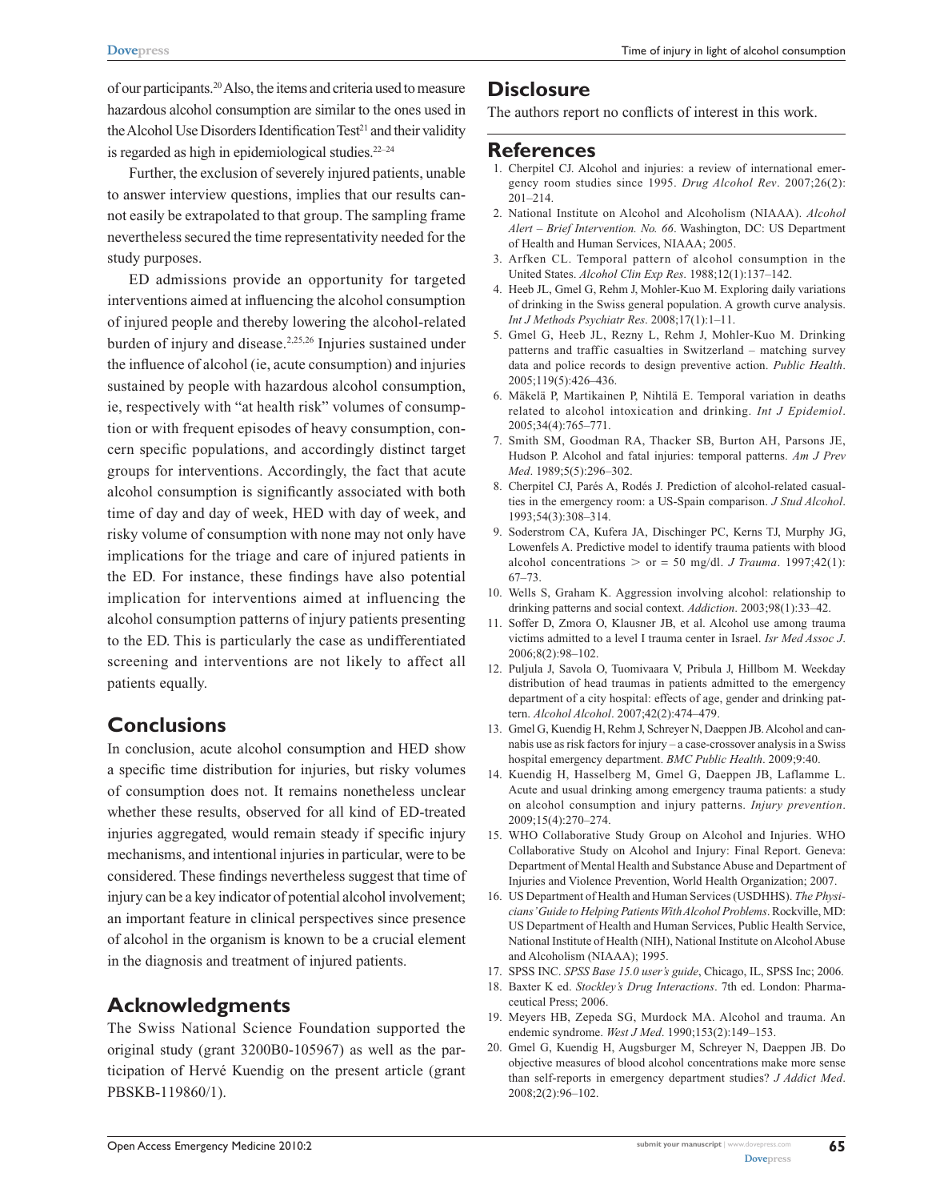of our participants.[20] Also, the items and criteria used to measure hazardous alcohol consumption are similar to the ones used in the Alcohol Use Disorders Identification Test[21] and their validity is regarded as high in epidemiological studies.[22–24]

Further, the exclusion of severely injured patients, unable to answer interview questions, implies that our results cannot easily be extrapolated to that group. The sampling frame nevertheless secured the time representativity needed for the study purposes.

ED admissions provide an opportunity for targeted interventions aimed at influencing the alcohol consumption of injured people and thereby lowering the alcohol-related burden of injury and disease.[2,25,26] Injuries sustained under the influence of alcohol (ie, acute consumption) and injuries sustained by people with hazardous alcohol consumption, ie, respectively with "at health risk" volumes of consumption or with frequent episodes of heavy consumption, concern specific populations, and accordingly distinct target groups for interventions. Accordingly, the fact that acute alcohol consumption is significantly associated with both time of day and day of week, HED with day of week, and risky volume of consumption with none may not only have implications for the triage and care of injured patients in the ED. For instance, these findings have also potential implication for interventions aimed at influencing the alcohol consumption patterns of injury patients presenting to the ED. This is particularly the case as undifferentiated screening and interventions are not likely to affect all patients equally.

## Conclusions

In conclusion, acute alcohol consumption and HED show a specific time distribution for injuries, but risky volumes of consumption does not. It remains nonetheless unclear whether these results, observed for all kind of ED-treated injuries aggregated, would remain steady if specific injury mechanisms, and intentional injuries in particular, were to be considered. These findings nevertheless suggest that time of injury can be a key indicator of potential alcohol involvement; an important feature in clinical perspectives since presence of alcohol in the organism is known to be a crucial element in the diagnosis and treatment of injured patients.

## Acknowledgments

The Swiss National Science Foundation supported the original study (grant 3200B0-105967) as well as the participation of Hervé Kuendig on the present article (grant PBSKB-119860/1).

## Disclosure

The authors report no conflicts of interest in this work.

## References

1. Cherpitel CJ. Alcohol and injuries: a review of international emergency room studies since 1995. *Drug Alcohol Rev*. 2007;26(2): 201–214.
2. National Institute on Alcohol and Alcoholism (NIAAA). *Alcohol Alert – Brief Intervention. No. 66*. Washington, DC: US Department of Health and Human Services, NIAAA; 2005.
3. Arfken CL. Temporal pattern of alcohol consumption in the United States. *Alcohol Clin Exp Res*. 1988;12(1):137–142.
4. Heeb JL, Gmel G, Rehm J, Mohler-Kuo M. Exploring daily variations of drinking in the Swiss general population. A growth curve analysis. *Int J Methods Psychiatr Res*. 2008;17(1):1–11.
5. Gmel G, Heeb JL, Rezny L, Rehm J, Mohler-Kuo M. Drinking patterns and traffic casualties in Switzerland – matching survey data and police records to design preventive action. *Public Health*. 2005;119(5):426–436.
6. Mäkelä P, Martikainen P, Nihtilä E. Temporal variation in deaths related to alcohol intoxication and drinking. *Int J Epidemiol*. 2005;34(4):765–771.
7. Smith SM, Goodman RA, Thacker SB, Burton AH, Parsons JE, Hudson P. Alcohol and fatal injuries: temporal patterns. *Am J Prev Med*. 1989;5(5):296–302.
8. Cherpitel CJ, Parés A, Rodés J. Prediction of alcohol-related casualties in the emergency room: a US-Spain comparison. *J Stud Alcohol*. 1993;54(3):308–314.
9. Soderstrom CA, Kufera JA, Dischinger PC, Kerns TJ, Murphy JG, Lowenfels A. Predictive model to identify trauma patients with blood alcohol concentrations > or = 50 mg/dl. *J Trauma*. 1997;42(1): 67–73.
10. Wells S, Graham K. Aggression involving alcohol: relationship to drinking patterns and social context. *Addiction*. 2003;98(1):33–42.
11. Soffer D, Zmora O, Klausner JB, et al. Alcohol use among trauma victims admitted to a level I trauma center in Israel. *Isr Med Assoc J*. 2006;8(2):98–102.
12. Puljula J, Savola O, Tuomivaara V, Pribula J, Hillbom M. Weekday distribution of head traumas in patients admitted to the emergency department of a city hospital: effects of age, gender and drinking pattern. *Alcohol Alcohol*. 2007;42(2):474–479.
13. Gmel G, Kuendig H, Rehm J, Schreyer N, Daeppen JB. Alcohol and cannabis use as risk factors for injury – a case-crossover analysis in a Swiss hospital emergency department. *BMC Public Health*. 2009;9:40.
14. Kuendig H, Hasselberg M, Gmel G, Daeppen JB, Laflamme L. Acute and usual drinking among emergency trauma patients: a study on alcohol consumption and injury patterns. *Injury prevention*. 2009;15(4):270–274.
15. WHO Collaborative Study Group on Alcohol and Injuries. WHO Collaborative Study on Alcohol and Injury: Final Report. Geneva: Department of Mental Health and Substance Abuse and Department of Injuries and Violence Prevention, World Health Organization; 2007.
16. US Department of Health and Human Services (USDHHS). *The Physicians' Guide to Helping Patients With Alcohol Problems*. Rockville, MD: US Department of Health and Human Services, Public Health Service, National Institute of Health (NIH), National Institute on Alcohol Abuse and Alcoholism (NIAAA); 1995.
17. SPSS INC. *SPSS Base 15.0 user's guide*, Chicago, IL, SPSS Inc; 2006.
18. Baxter K ed. *Stockley's Drug Interactions*. 7th ed. London: Pharmaceutical Press; 2006.
19. Meyers HB, Zepeda SG, Murdock MA. Alcohol and trauma. An endemic syndrome. *West J Med*. 1990;153(2):149–153.
20. Gmel G, Kuendig H, Augsburger M, Schreyer N, Daeppen JB. Do objective measures of blood alcohol concentrations make more sense than self-reports in emergency department studies? *J Addict Med*. 2008;2(2):96–102.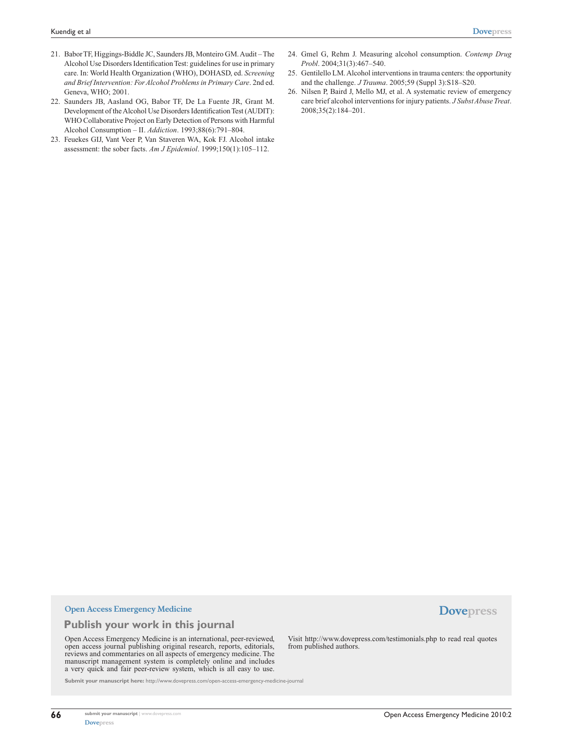21. Babor TF, Higgings-Biddle JC, Saunders JB, Monteiro GM. Audit – The Alcohol Use Disorders Identification Test: guidelines for use in primary care. In: World Health Organization (WHO), DOHASD, ed. *Screening and Brief Intervention: For Alcohol Problems in Primary Care*. 2nd ed. Geneva, WHO; 2001.
22. Saunders JB, Aasland OG, Babor TF, De La Fuente JR, Grant M. Development of the Alcohol Use Disorders Identification Test (AUDIT): WHO Collaborative Project on Early Detection of Persons with Harmful Alcohol Consumption – II. *Addiction*. 1993;88(6):791–804.
23. Feuekes GIJ, Vant Veer P, Van Staveren WA, Kok FJ. Alcohol intake assessment: the sober facts. *Am J Epidemiol*. 1999;150(1):105–112.
24. Gmel G, Rehm J. Measuring alcohol consumption. *Contemp Drug Probl*. 2004;31(3):467–540.
25. Gentilello LM. Alcohol interventions in trauma centers: the opportunity and the challenge. *J Trauma*. 2005;59 (Suppl 3):S18–S20.
26. Nilsen P, Baird J, Mello MJ, et al. A systematic review of emergency care brief alcohol interventions for injury patients. *J Subst Abuse Treat*. 2008;35(2):184–201.

**Open Access Emergency Medicine**

**Dovepress**

## Publish your work in this journal

Open Access Emergency Medicine is an international, peer-reviewed, open access journal publishing original research, reports, editorials, reviews and commentaries on all aspects of emergency medicine. The manuscript management system is completely online and includes a very quick and fair peer-review system, which is all easy to use. Visit http://www.dovepress.com/testimonials.php to read real quotes from published authors.

**Submit your manuscript here:** http://www.dovepress.com/open-access-emergency-medicine-journal